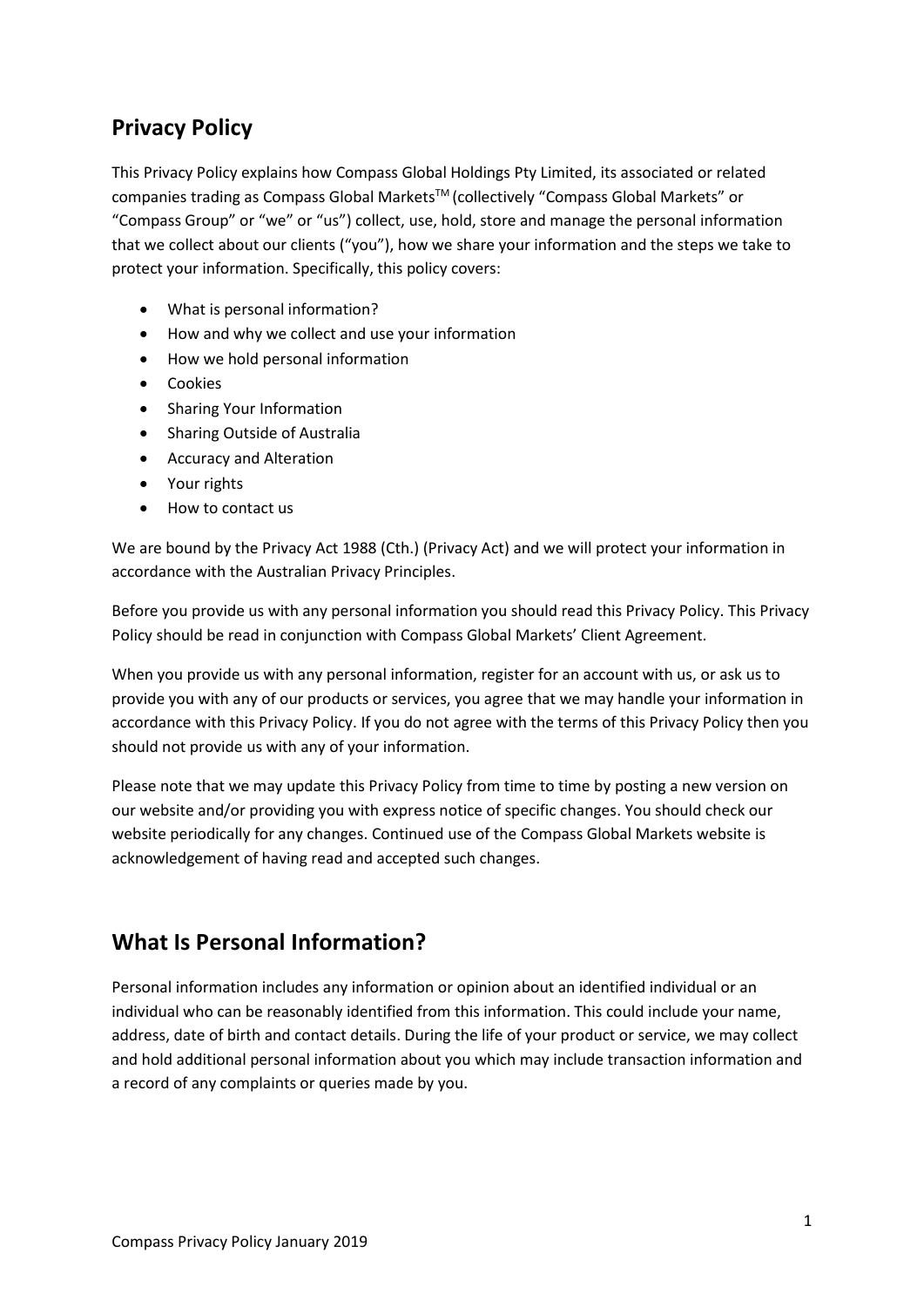# Privacy Policy

This Privacy Policy explains how Compass Global Holdings Pty Limited, its associated or related companies trading as Compass Global Markets™ (collectively "Compass Global Markets" or "Compass Group" or "we" or "us") collect, use, hold, store and manage the personal information that we collect about our clients ("you"), how we share your information and the steps we take to protect your information. Specifically, this policy covers:

- What is personal information?
- How and why we collect and use your information
- How we hold personal information
- Cookies
- Sharing Your Information
- Sharing Outside of Australia
- Accuracy and Alteration
- Your rights
- How to contact us

We are bound by the Privacy Act 1988 (Cth.) (Privacy Act) and we will protect your information in accordance with the Australian Privacy Principles.

Before you provide us with any personal information you should read this Privacy Policy. This Privacy Policy should be read in conjunction with Compass Global Markets' Client Agreement.

When you provide us with any personal information, register for an account with us, or ask us to provide you with any of our products or services, you agree that we may handle your information in accordance with this Privacy Policy. If you do not agree with the terms of this Privacy Policy then you should not provide us with any of your information.

Please note that we may update this Privacy Policy from time to time by posting a new version on our website and/or providing you with express notice of specific changes. You should check our website periodically for any changes. Continued use of the Compass Global Markets website is acknowledgement of having read and accepted such changes.

## What Is Personal Information?

Personal information includes any information or opinion about an identified individual or an individual who can be reasonably identified from this information. This could include your name, address, date of birth and contact details. During the life of your product or service, we may collect and hold additional personal information about you which may include transaction information and a record of any complaints or queries made by you.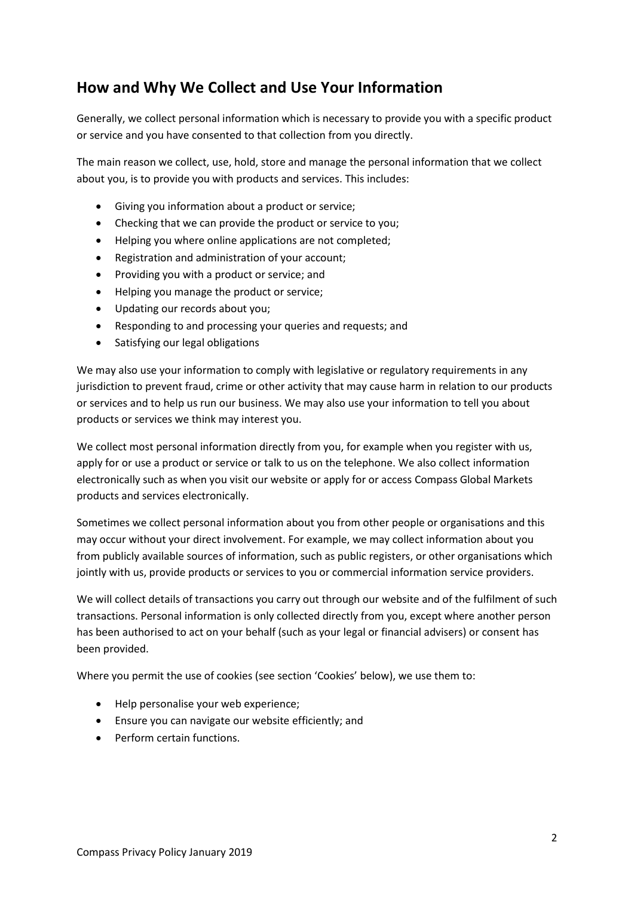## How and Why We Collect and Use Your Information

Generally, we collect personal information which is necessary to provide you with a specific product or service and you have consented to that collection from you directly.

The main reason we collect, use, hold, store and manage the personal information that we collect about you, is to provide you with products and services. This includes:

- Giving you information about a product or service;
- Checking that we can provide the product or service to you;
- Helping you where online applications are not completed;
- Registration and administration of your account;
- Providing you with a product or service; and
- Helping you manage the product or service;
- Updating our records about you;
- Responding to and processing your queries and requests; and
- Satisfying our legal obligations

We may also use your information to comply with legislative or regulatory requirements in any jurisdiction to prevent fraud, crime or other activity that may cause harm in relation to our products or services and to help us run our business. We may also use your information to tell you about products or services we think may interest you.

We collect most personal information directly from you, for example when you register with us, apply for or use a product or service or talk to us on the telephone. We also collect information electronically such as when you visit our website or apply for or access Compass Global Markets products and services electronically.

Sometimes we collect personal information about you from other people or organisations and this may occur without your direct involvement. For example, we may collect information about you from publicly available sources of information, such as public registers, or other organisations which jointly with us, provide products or services to you or commercial information service providers.

We will collect details of transactions you carry out through our website and of the fulfilment of such transactions. Personal information is only collected directly from you, except where another person has been authorised to act on your behalf (such as your legal or financial advisers) or consent has been provided.

Where you permit the use of cookies (see section 'Cookies' below), we use them to:

- Help personalise your web experience;
- Ensure you can navigate our website efficiently; and
- Perform certain functions.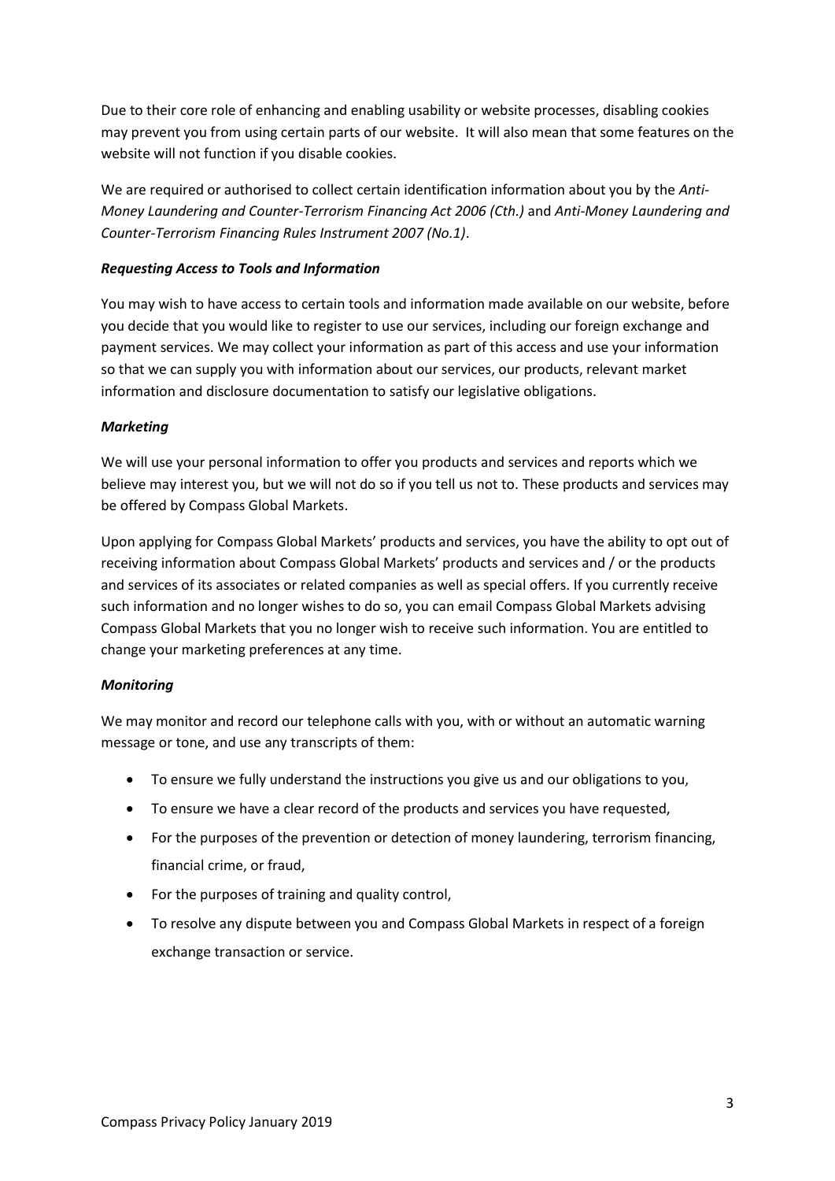Due to their core role of enhancing and enabling usability or website processes, disabling cookies may prevent you from using certain parts of our website. It will also mean that some features on the website will not function if you disable cookies.

We are required or authorised to collect certain identification information about you by the *Anti-Money Laundering and Counter-Terrorism Financing Act 2006 (Cth.)* and *Anti-Money Laundering and Counter-Terrorism Financing Rules Instrument 2007 (No.1)*.

***Requesting Access to Tools and Information***

You may wish to have access to certain tools and information made available on our website, before you decide that you would like to register to use our services, including our foreign exchange and payment services. We may collect your information as part of this access and use your information so that we can supply you with information about our services, our products, relevant market information and disclosure documentation to satisfy our legislative obligations.

***Marketing***

We will use your personal information to offer you products and services and reports which we believe may interest you, but we will not do so if you tell us not to. These products and services may be offered by Compass Global Markets.

Upon applying for Compass Global Markets' products and services, you have the ability to opt out of receiving information about Compass Global Markets' products and services and / or the products and services of its associates or related companies as well as special offers. If you currently receive such information and no longer wishes to do so, you can email Compass Global Markets advising Compass Global Markets that you no longer wish to receive such information. You are entitled to change your marketing preferences at any time.

***Monitoring***

We may monitor and record our telephone calls with you, with or without an automatic warning message or tone, and use any transcripts of them:

- To ensure we fully understand the instructions you give us and our obligations to you,
- To ensure we have a clear record of the products and services you have requested,
- For the purposes of the prevention or detection of money laundering, terrorism financing, financial crime, or fraud,
- For the purposes of training and quality control,
- To resolve any dispute between you and Compass Global Markets in respect of a foreign exchange transaction or service.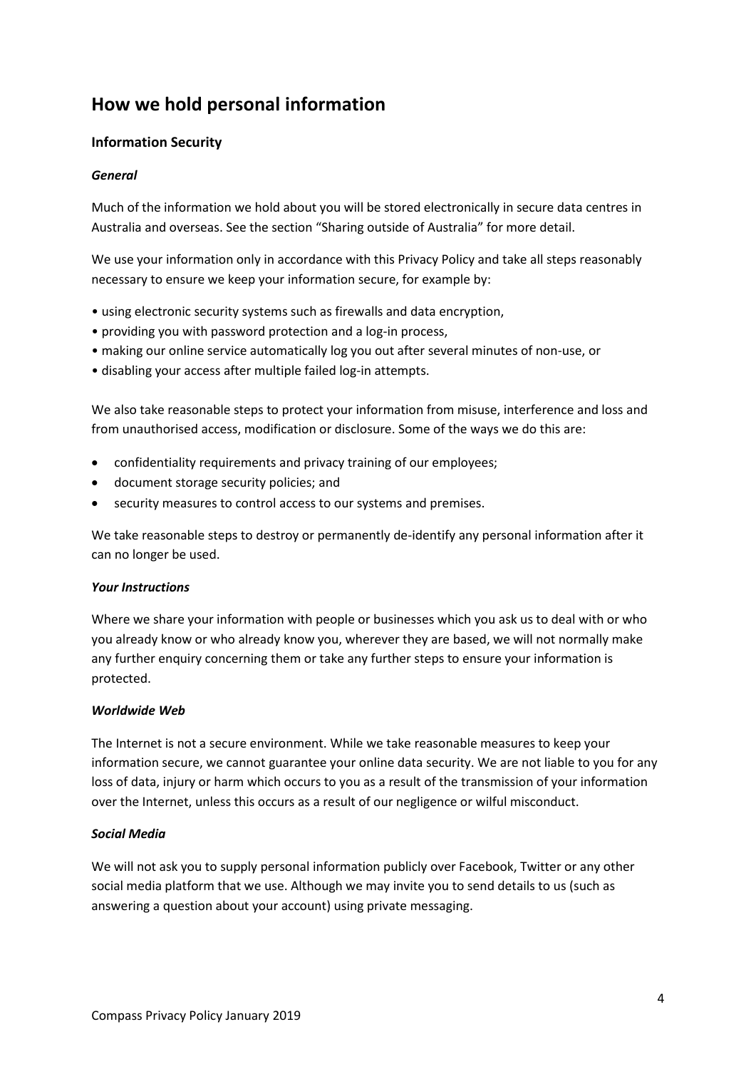# How we hold personal information

## Information Security

### *General*

Much of the information we hold about you will be stored electronically in secure data centres in Australia and overseas. See the section “Sharing outside of Australia” for more detail.

We use your information only in accordance with this Privacy Policy and take all steps reasonably necessary to ensure we keep your information secure, for example by:

- using electronic security systems such as firewalls and data encryption,
- providing you with password protection and a log-in process,
- making our online service automatically log you out after several minutes of non-use, or
- disabling your access after multiple failed log-in attempts.

We also take reasonable steps to protect your information from misuse, interference and loss and from unauthorised access, modification or disclosure. Some of the ways we do this are:

- confidentiality requirements and privacy training of our employees;
- document storage security policies; and
- security measures to control access to our systems and premises.

We take reasonable steps to destroy or permanently de-identify any personal information after it can no longer be used.

### *Your Instructions*

Where we share your information with people or businesses which you ask us to deal with or who you already know or who already know you, wherever they are based, we will not normally make any further enquiry concerning them or take any further steps to ensure your information is protected.

### *Worldwide Web*

The Internet is not a secure environment. While we take reasonable measures to keep your information secure, we cannot guarantee your online data security. We are not liable to you for any loss of data, injury or harm which occurs to you as a result of the transmission of your information over the Internet, unless this occurs as a result of our negligence or wilful misconduct.

### *Social Media*

We will not ask you to supply personal information publicly over Facebook, Twitter or any other social media platform that we use. Although we may invite you to send details to us (such as answering a question about your account) using private messaging.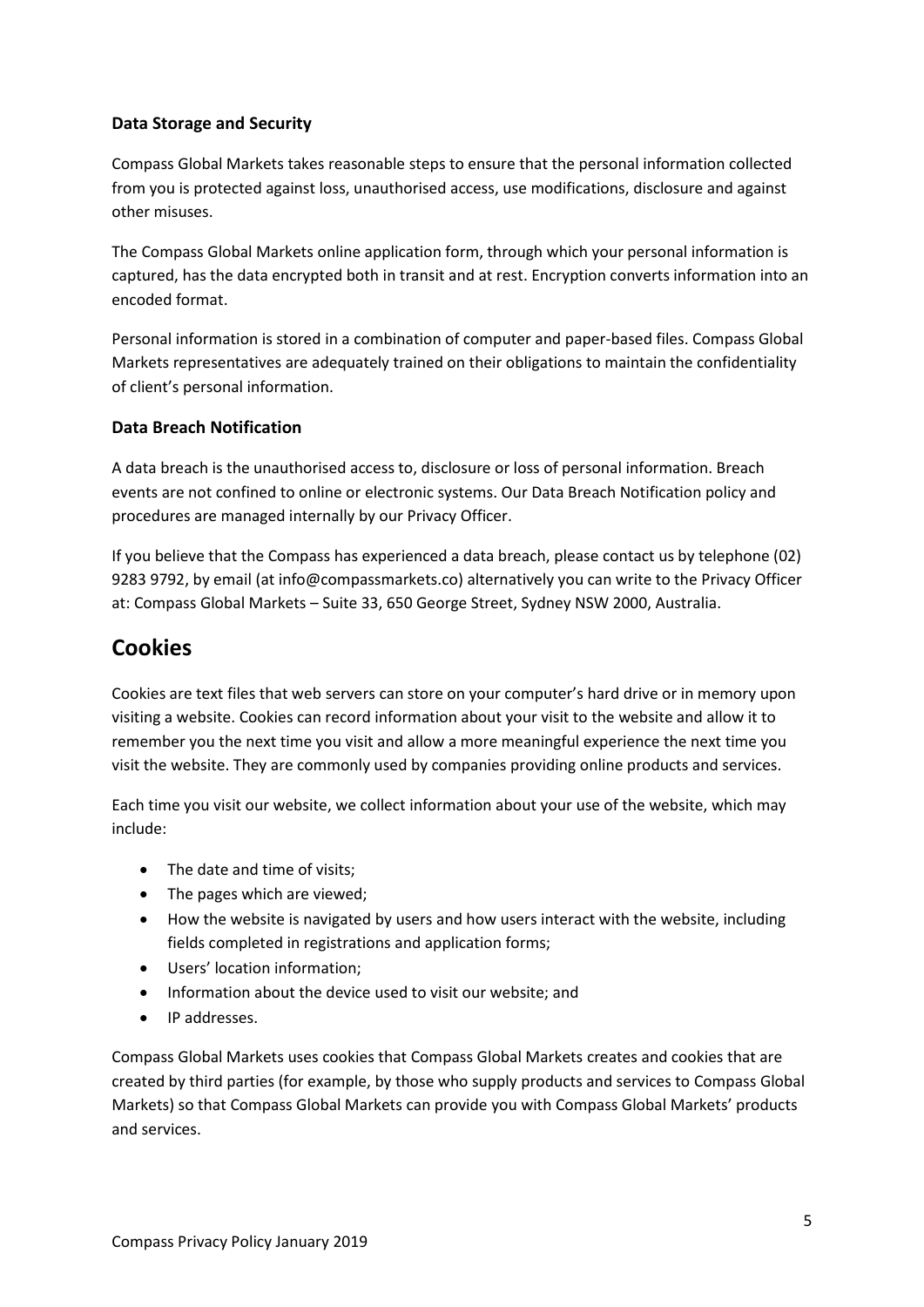### Data Storage and Security

Compass Global Markets takes reasonable steps to ensure that the personal information collected from you is protected against loss, unauthorised access, use modifications, disclosure and against other misuses.

The Compass Global Markets online application form, through which your personal information is captured, has the data encrypted both in transit and at rest. Encryption converts information into an encoded format.

Personal information is stored in a combination of computer and paper-based files. Compass Global Markets representatives are adequately trained on their obligations to maintain the confidentiality of client's personal information.

### Data Breach Notification

A data breach is the unauthorised access to, disclosure or loss of personal information. Breach events are not confined to online or electronic systems. Our Data Breach Notification policy and procedures are managed internally by our Privacy Officer.

If you believe that the Compass has experienced a data breach, please contact us by telephone (02) 9283 9792, by email (at info@compassmarkets.co) alternatively you can write to the Privacy Officer at: Compass Global Markets – Suite 33, 650 George Street, Sydney NSW 2000, Australia.

## Cookies

Cookies are text files that web servers can store on your computer's hard drive or in memory upon visiting a website. Cookies can record information about your visit to the website and allow it to remember you the next time you visit and allow a more meaningful experience the next time you visit the website. They are commonly used by companies providing online products and services.

Each time you visit our website, we collect information about your use of the website, which may include:

- The date and time of visits;
- The pages which are viewed;
- How the website is navigated by users and how users interact with the website, including fields completed in registrations and application forms;
- Users' location information;
- Information about the device used to visit our website; and
- IP addresses.

Compass Global Markets uses cookies that Compass Global Markets creates and cookies that are created by third parties (for example, by those who supply products and services to Compass Global Markets) so that Compass Global Markets can provide you with Compass Global Markets' products and services.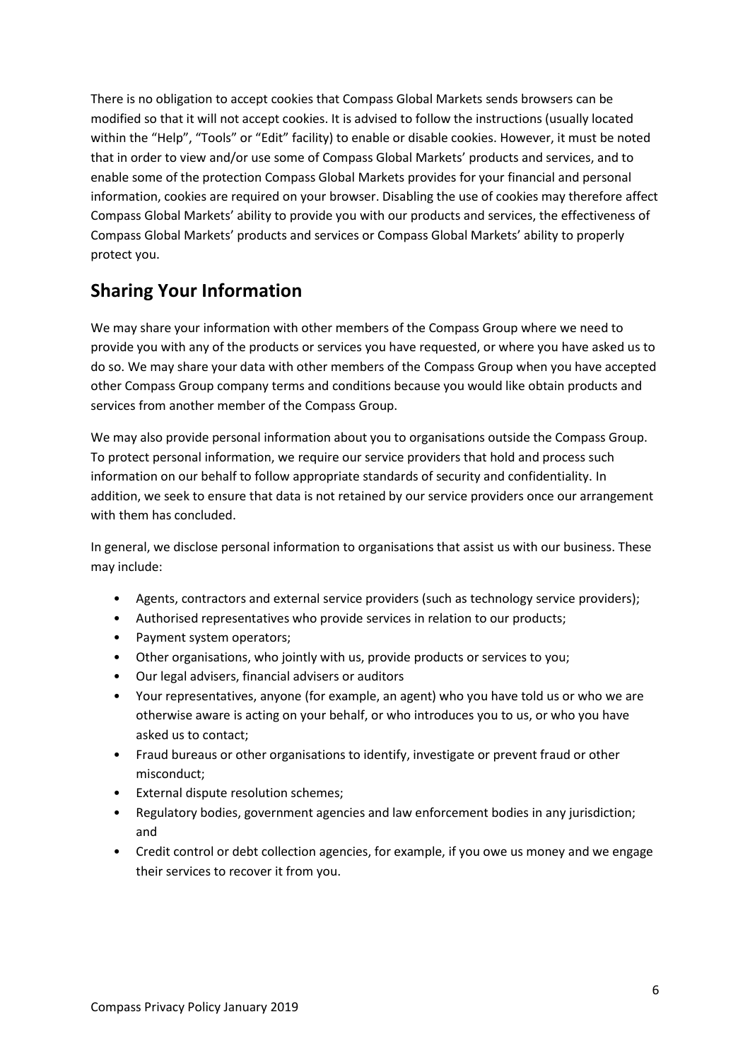There is no obligation to accept cookies that Compass Global Markets sends browsers can be modified so that it will not accept cookies. It is advised to follow the instructions (usually located within the "Help", "Tools" or "Edit" facility) to enable or disable cookies. However, it must be noted that in order to view and/or use some of Compass Global Markets' products and services, and to enable some of the protection Compass Global Markets provides for your financial and personal information, cookies are required on your browser. Disabling the use of cookies may therefore affect Compass Global Markets' ability to provide you with our products and services, the effectiveness of Compass Global Markets' products and services or Compass Global Markets' ability to properly protect you.

## Sharing Your Information

We may share your information with other members of the Compass Group where we need to provide you with any of the products or services you have requested, or where you have asked us to do so. We may share your data with other members of the Compass Group when you have accepted other Compass Group company terms and conditions because you would like obtain products and services from another member of the Compass Group.

We may also provide personal information about you to organisations outside the Compass Group. To protect personal information, we require our service providers that hold and process such information on our behalf to follow appropriate standards of security and confidentiality. In addition, we seek to ensure that data is not retained by our service providers once our arrangement with them has concluded.

In general, we disclose personal information to organisations that assist us with our business. These may include:

- Agents, contractors and external service providers (such as technology service providers);
- Authorised representatives who provide services in relation to our products;
- Payment system operators;
- Other organisations, who jointly with us, provide products or services to you;
- Our legal advisers, financial advisers or auditors
- Your representatives, anyone (for example, an agent) who you have told us or who we are otherwise aware is acting on your behalf, or who introduces you to us, or who you have asked us to contact;
- Fraud bureaus or other organisations to identify, investigate or prevent fraud or other misconduct;
- External dispute resolution schemes;
- Regulatory bodies, government agencies and law enforcement bodies in any jurisdiction; and
- Credit control or debt collection agencies, for example, if you owe us money and we engage their services to recover it from you.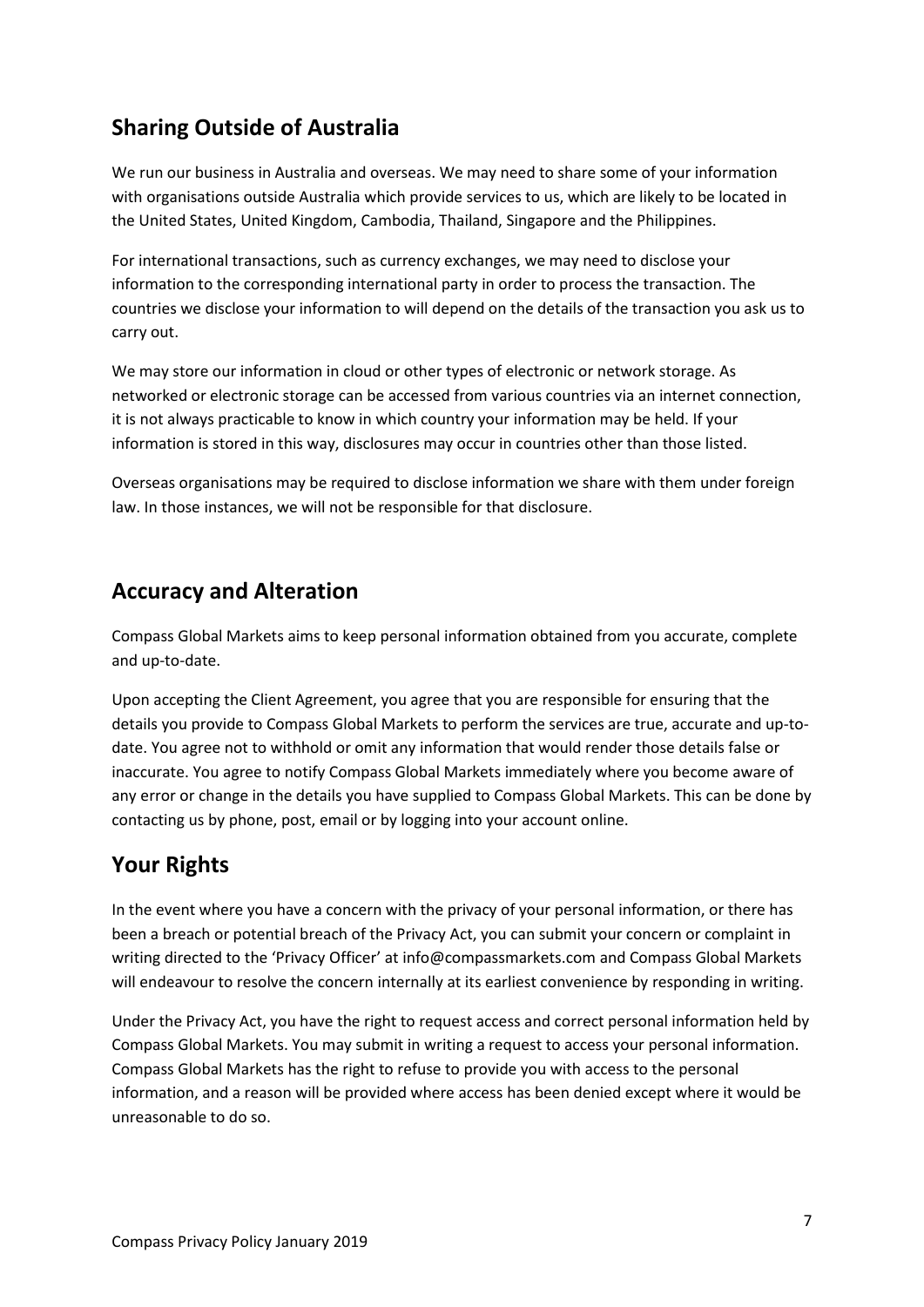## Sharing Outside of Australia

We run our business in Australia and overseas. We may need to share some of your information with organisations outside Australia which provide services to us, which are likely to be located in the United States, United Kingdom, Cambodia, Thailand, Singapore and the Philippines.

For international transactions, such as currency exchanges, we may need to disclose your information to the corresponding international party in order to process the transaction. The countries we disclose your information to will depend on the details of the transaction you ask us to carry out.

We may store our information in cloud or other types of electronic or network storage. As networked or electronic storage can be accessed from various countries via an internet connection, it is not always practicable to know in which country your information may be held. If your information is stored in this way, disclosures may occur in countries other than those listed.

Overseas organisations may be required to disclose information we share with them under foreign law. In those instances, we will not be responsible for that disclosure.

## Accuracy and Alteration

Compass Global Markets aims to keep personal information obtained from you accurate, complete and up-to-date.

Upon accepting the Client Agreement, you agree that you are responsible for ensuring that the details you provide to Compass Global Markets to perform the services are true, accurate and up-to-date. You agree not to withhold or omit any information that would render those details false or inaccurate. You agree to notify Compass Global Markets immediately where you become aware of any error or change in the details you have supplied to Compass Global Markets. This can be done by contacting us by phone, post, email or by logging into your account online.

## Your Rights

In the event where you have a concern with the privacy of your personal information, or there has been a breach or potential breach of the Privacy Act, you can submit your concern or complaint in writing directed to the 'Privacy Officer' at info@compassmarkets.com and Compass Global Markets will endeavour to resolve the concern internally at its earliest convenience by responding in writing.

Under the Privacy Act, you have the right to request access and correct personal information held by Compass Global Markets. You may submit in writing a request to access your personal information. Compass Global Markets has the right to refuse to provide you with access to the personal information, and a reason will be provided where access has been denied except where it would be unreasonable to do so.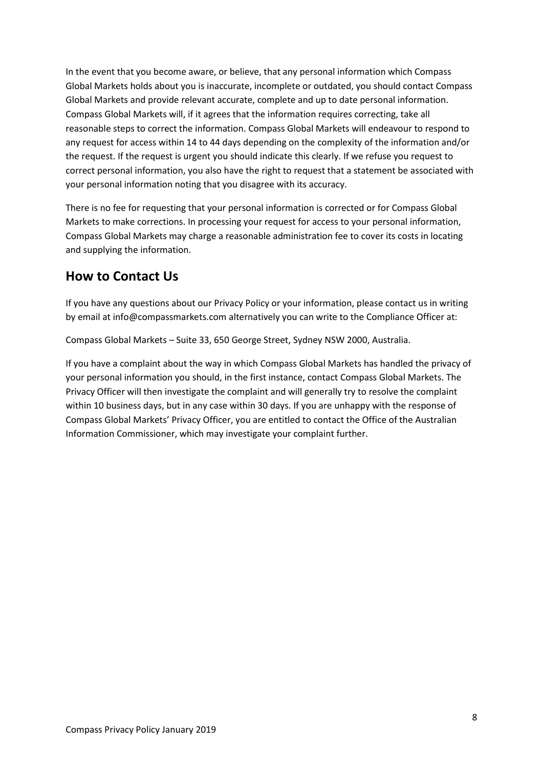In the event that you become aware, or believe, that any personal information which Compass Global Markets holds about you is inaccurate, incomplete or outdated, you should contact Compass Global Markets and provide relevant accurate, complete and up to date personal information. Compass Global Markets will, if it agrees that the information requires correcting, take all reasonable steps to correct the information. Compass Global Markets will endeavour to respond to any request for access within 14 to 44 days depending on the complexity of the information and/or the request. If the request is urgent you should indicate this clearly. If we refuse you request to correct personal information, you also have the right to request that a statement be associated with your personal information noting that you disagree with its accuracy.

There is no fee for requesting that your personal information is corrected or for Compass Global Markets to make corrections. In processing your request for access to your personal information, Compass Global Markets may charge a reasonable administration fee to cover its costs in locating and supplying the information.

## How to Contact Us

If you have any questions about our Privacy Policy or your information, please contact us in writing by email at info@compassmarkets.com alternatively you can write to the Compliance Officer at:

Compass Global Markets – Suite 33, 650 George Street, Sydney NSW 2000, Australia.

If you have a complaint about the way in which Compass Global Markets has handled the privacy of your personal information you should, in the first instance, contact Compass Global Markets. The Privacy Officer will then investigate the complaint and will generally try to resolve the complaint within 10 business days, but in any case within 30 days. If you are unhappy with the response of Compass Global Markets' Privacy Officer, you are entitled to contact the Office of the Australian Information Commissioner, which may investigate your complaint further.